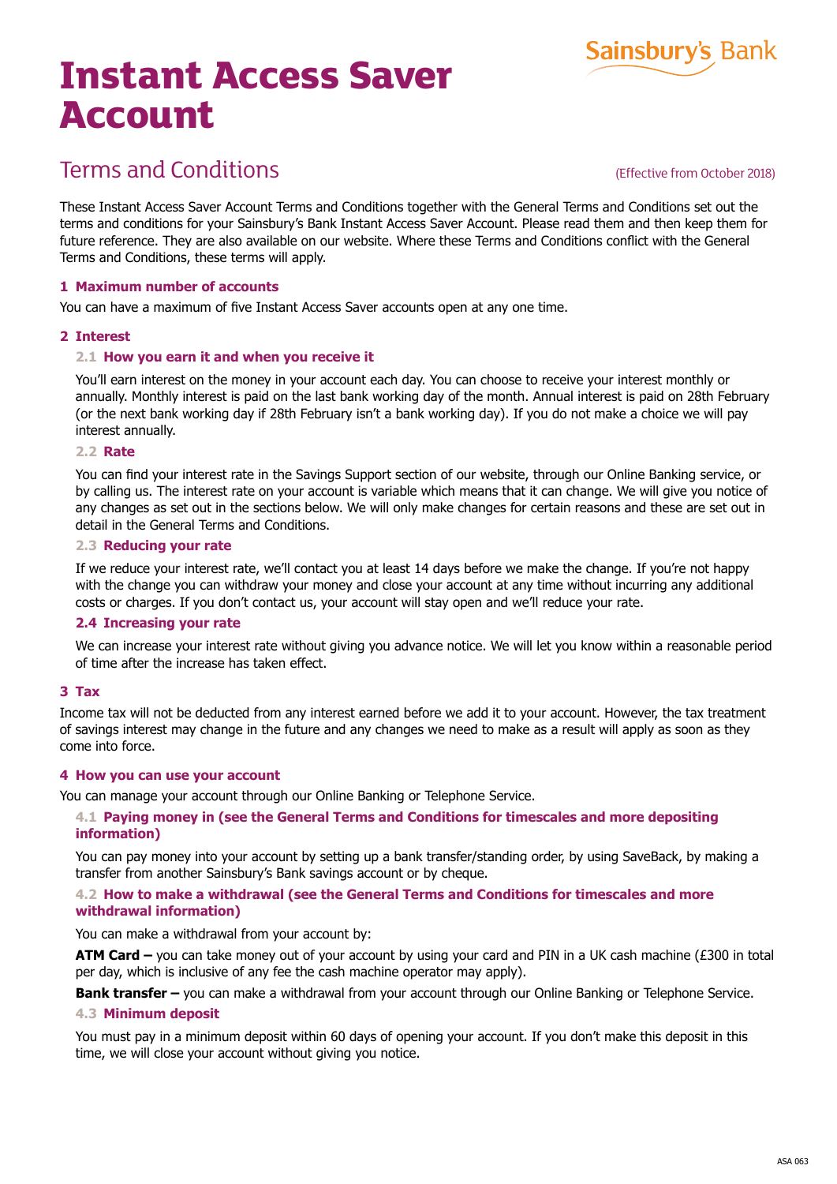Sainsbury's Bank

# Instant Access Saver Account

## Terms and Conditions

(Effective from October 2018)

These Instant Access Saver Account Terms and Conditions together with the General Terms and Conditions set out the terms and conditions for your Sainsbury's Bank Instant Access Saver Account. Please read them and then keep them for future reference. They are also available on our website. Where these Terms and Conditions conflict with the General Terms and Conditions, these terms will apply.

### 1 Maximum number of accounts

You can have a maximum of five Instant Access Saver accounts open at any one time.

### 2 Interest

#### 2.1 How you earn it and when you receive it

You'll earn interest on the money in your account each day. You can choose to receive your interest monthly or annually. Monthly interest is paid on the last bank working day of the month. Annual interest is paid on 28th February (or the next bank working day if 28th February isn't a bank working day). If you do not make a choice we will pay interest annually.

#### 2.2 Rate

You can find your interest rate in the Savings Support section of our website, through our Online Banking service, or by calling us. The interest rate on your account is variable which means that it can change. We will give you notice of any changes as set out in the sections below. We will only make changes for certain reasons and these are set out in detail in the General Terms and Conditions.

#### 2.3 Reducing your rate

If we reduce your interest rate, we'll contact you at least 14 days before we make the change. If you're not happy with the change you can withdraw your money and close your account at any time without incurring any additional costs or charges. If you don't contact us, your account will stay open and we'll reduce your rate.

#### 2.4 Increasing your rate

We can increase your interest rate without giving you advance notice. We will let you know within a reasonable period of time after the increase has taken effect.

### 3 Tax

Income tax will not be deducted from any interest earned before we add it to your account. However, the tax treatment of savings interest may change in the future and any changes we need to make as a result will apply as soon as they come into force.

### 4 How you can use your account

You can manage your account through our Online Banking or Telephone Service.

#### 4.1 Paying money in (see the General Terms and Conditions for timescales and more depositing information)

You can pay money into your account by setting up a bank transfer/standing order, by using SaveBack, by making a transfer from another Sainsbury's Bank savings account or by cheque.

#### 4.2 How to make a withdrawal (see the General Terms and Conditions for timescales and more withdrawal information)

You can make a withdrawal from your account by:

**ATM Card –** you can take money out of your account by using your card and PIN in a UK cash machine (£300 in total per day, which is inclusive of any fee the cash machine operator may apply).

**Bank transfer –** you can make a withdrawal from your account through our Online Banking or Telephone Service.

#### 4.3 Minimum deposit

You must pay in a minimum deposit within 60 days of opening your account. If you don't make this deposit in this time, we will close your account without giving you notice.

ASA 063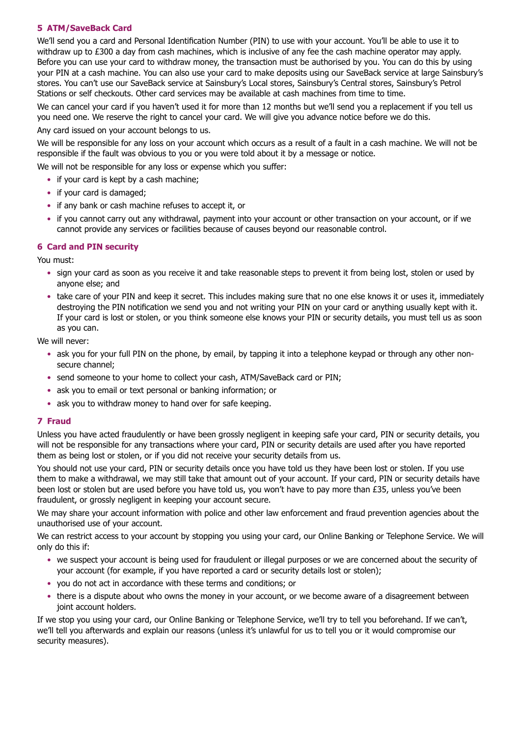## 5 ATM/SaveBack Card

We'll send you a card and Personal Identification Number (PIN) to use with your account. You'll be able to use it to withdraw up to £300 a day from cash machines, which is inclusive of any fee the cash machine operator may apply. Before you can use your card to withdraw money, the transaction must be authorised by you. You can do this by using your PIN at a cash machine. You can also use your card to make deposits using our SaveBack service at large Sainsbury's stores. You can't use our SaveBack service at Sainsbury's Local stores, Sainsbury's Central stores, Sainsbury's Petrol Stations or self checkouts. Other card services may be available at cash machines from time to time.

We can cancel your card if you haven't used it for more than 12 months but we'll send you a replacement if you tell us you need one. We reserve the right to cancel your card. We will give you advance notice before we do this.

Any card issued on your account belongs to us.

We will be responsible for any loss on your account which occurs as a result of a fault in a cash machine. We will not be responsible if the fault was obvious to you or you were told about it by a message or notice.

We will not be responsible for any loss or expense which you suffer:

- if your card is kept by a cash machine;
- if your card is damaged;
- if any bank or cash machine refuses to accept it, or
- if you cannot carry out any withdrawal, payment into your account or other transaction on your account, or if we cannot provide any services or facilities because of causes beyond our reasonable control.

## 6 Card and PIN security

You must:

- sign your card as soon as you receive it and take reasonable steps to prevent it from being lost, stolen or used by anyone else; and
- take care of your PIN and keep it secret. This includes making sure that no one else knows it or uses it, immediately destroying the PIN notification we send you and not writing your PIN on your card or anything usually kept with it. If your card is lost or stolen, or you think someone else knows your PIN or security details, you must tell us as soon as you can.

We will never:

- ask you for your full PIN on the phone, by email, by tapping it into a telephone keypad or through any other non-secure channel;
- send someone to your home to collect your cash, ATM/SaveBack card or PIN;
- ask you to email or text personal or banking information; or
- ask you to withdraw money to hand over for safe keeping.

## 7 Fraud

Unless you have acted fraudulently or have been grossly negligent in keeping safe your card, PIN or security details, you will not be responsible for any transactions where your card, PIN or security details are used after you have reported them as being lost or stolen, or if you did not receive your security details from us.

You should not use your card, PIN or security details once you have told us they have been lost or stolen. If you use them to make a withdrawal, we may still take that amount out of your account. If your card, PIN or security details have been lost or stolen but are used before you have told us, you won't have to pay more than £35, unless you've been fraudulent, or grossly negligent in keeping your account secure.

We may share your account information with police and other law enforcement and fraud prevention agencies about the unauthorised use of your account.

We can restrict access to your account by stopping you using your card, our Online Banking or Telephone Service. We will only do this if:

- we suspect your account is being used for fraudulent or illegal purposes or we are concerned about the security of your account (for example, if you have reported a card or security details lost or stolen);
- you do not act in accordance with these terms and conditions; or
- there is a dispute about who owns the money in your account, or we become aware of a disagreement between joint account holders.

If we stop you using your card, our Online Banking or Telephone Service, we'll try to tell you beforehand. If we can't, we'll tell you afterwards and explain our reasons (unless it's unlawful for us to tell you or it would compromise our security measures).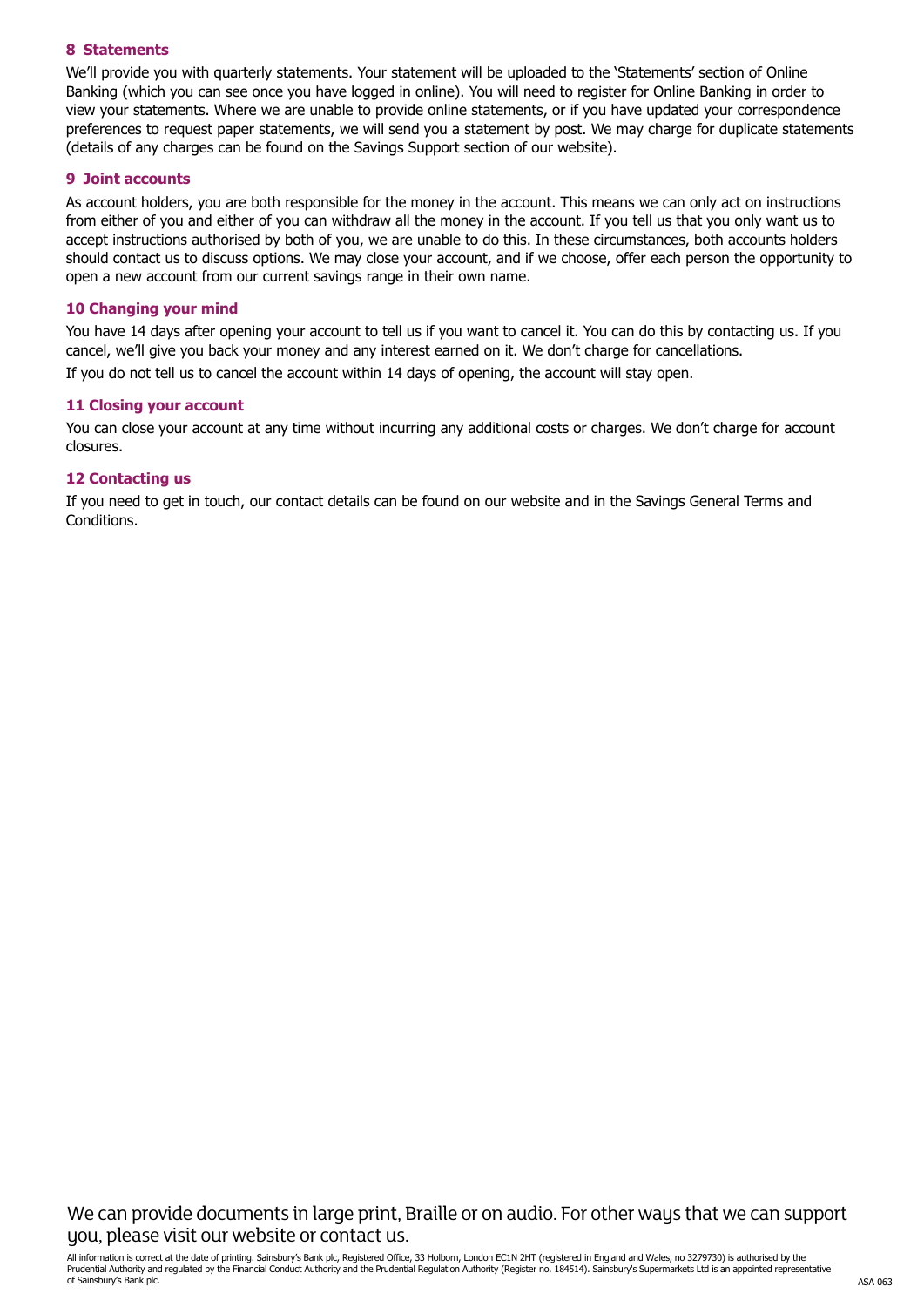## 8 Statements

We'll provide you with quarterly statements. Your statement will be uploaded to the 'Statements' section of Online Banking (which you can see once you have logged in online). You will need to register for Online Banking in order to view your statements. Where we are unable to provide online statements, or if you have updated your correspondence preferences to request paper statements, we will send you a statement by post. We may charge for duplicate statements (details of any charges can be found on the Savings Support section of our website).

## 9 Joint accounts

As account holders, you are both responsible for the money in the account. This means we can only act on instructions from either of you and either of you can withdraw all the money in the account. If you tell us that you only want us to accept instructions authorised by both of you, we are unable to do this. In these circumstances, both accounts holders should contact us to discuss options. We may close your account, and if we choose, offer each person the opportunity to open a new account from our current savings range in their own name.

## 10 Changing your mind

You have 14 days after opening your account to tell us if you want to cancel it. You can do this by contacting us. If you cancel, we'll give you back your money and any interest earned on it. We don't charge for cancellations.

If you do not tell us to cancel the account within 14 days of opening, the account will stay open.

## 11 Closing your account

You can close your account at any time without incurring any additional costs or charges. We don't charge for account closures.

## 12 Contacting us

If you need to get in touch, our contact details can be found on our website and in the Savings General Terms and Conditions.

We can provide documents in large print, Braille or on audio. For other ways that we can support you, please visit our website or contact us.

All information is correct at the date of printing. Sainsbury's Bank plc, Registered Office, 33 Holborn, London EC1N 2HT (registered in England and Wales, no 3279730) is authorised by the Prudential Authority and regulated by the Financial Conduct Authority and the Prudential Regulation Authority (Register no. 184514). Sainsbury's Supermarkets Ltd is an appointed representative of Sainsbury's Bank plc.

ASA 063